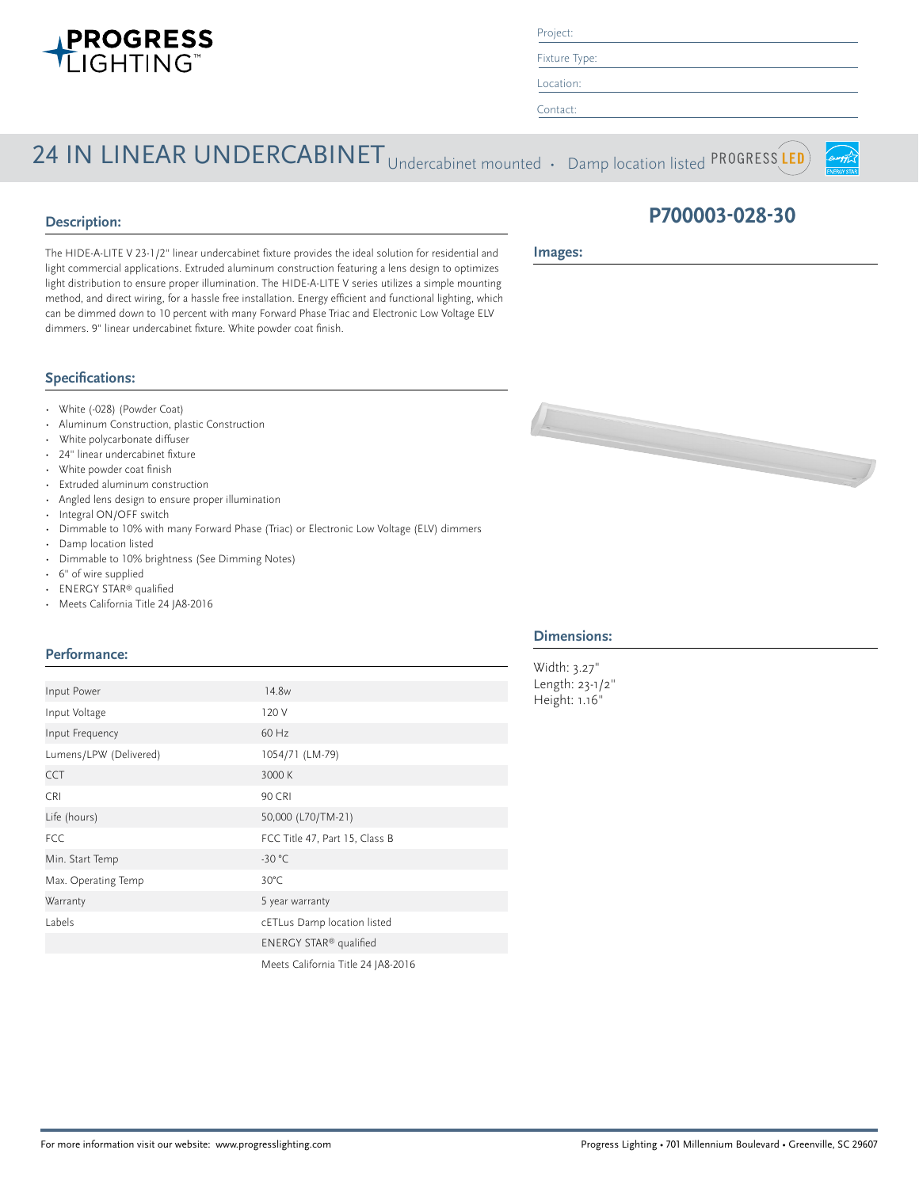# PROGRESS LIGHTING

Project:

Fixture Type:

Location:

Contact:

# 24 IN LINEAR UNDERCABINET

Undercabinet mounted • Damp location listed

## P700003-028-30

## Description:

The HIDE-A-LITE V 23-1/2" linear undercabinet fixture provides the ideal solution for residential and light commercial applications. Extruded aluminum construction featuring a lens design to optimizes light distribution to ensure proper illumination. The HIDE-A-LITE V series utilizes a simple mounting method, and direct wiring, for a hassle free installation. Energy efficient and functional lighting, which can be dimmed down to 10 percent with many Forward Phase Triac and Electronic Low Voltage ELV dimmers. 9" linear undercabinet fixture. White powder coat finish.

## Images:

## Specifications:

- White (-028) (Powder Coat)
- Aluminum Construction, plastic Construction
- White polycarbonate diffuser
- 24" linear undercabinet fixture
- White powder coat finish
- Extruded aluminum construction
- Angled lens design to ensure proper illumination
- Integral ON/OFF switch
- Dimmable to 10% with many Forward Phase (Triac) or Electronic Low Voltage (ELV) dimmers
- Damp location listed
- Dimmable to 10% brightness (See Dimming Notes)
- 6" of wire supplied
- ENERGY STAR® qualified
- Meets California Title 24 JA8-2016

## Dimensions:

Width: 3.27"
Length: 23-1/2"
Height: 1.16"

## Performance:

| | |
|---|---|
| Input Power | 14.8w |
| Input Voltage | 120 V |
| Input Frequency | 60 Hz |
| Lumens/LPW (Delivered) | 1054/71 (LM-79) |
| CCT | 3000 K |
| CRI | 90 CRI |
| Life (hours) | 50,000 (L70/TM-21) |
| FCC | FCC Title 47, Part 15, Class B |
| Min. Start Temp | -30 °C |
| Max. Operating Temp | 30°C |
| Warranty | 5 year warranty |
| Labels | cETLus Damp location listed |
| | ENERGY STAR® qualified |
| | Meets California Title 24 JA8-2016 |

For more information visit our website: www.progresslighting.com

Progress Lighting • 701 Millennium Boulevard • Greenville, SC 29607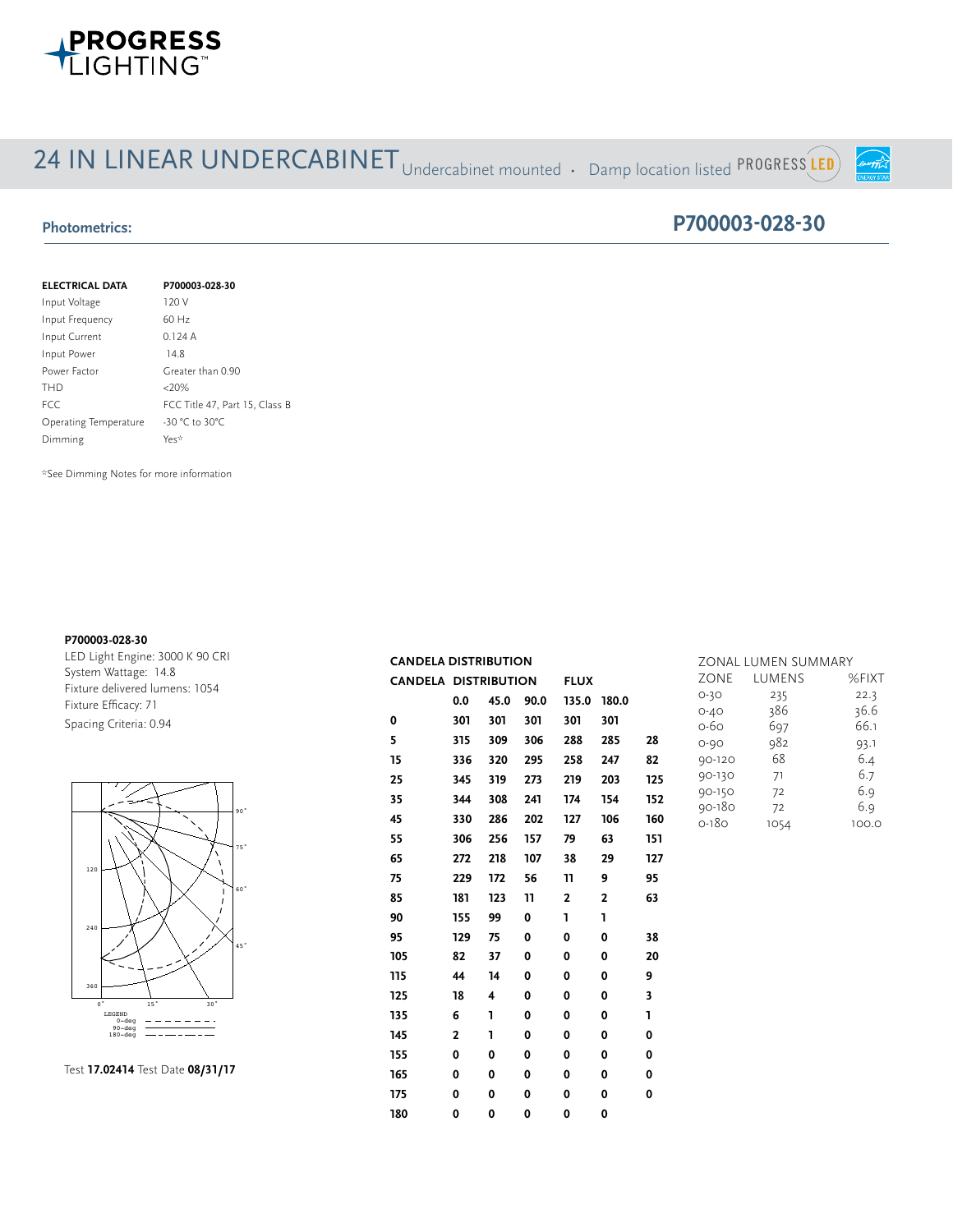# 24 IN LINEAR UNDERCABINET

Undercabinet mounted · Damp location listed PROGRESS LED

## Photometrics:

## P700003-028-30

| ELECTRICAL DATA | P700003-028-30 |
|---|---|
| Input Voltage | 120 V |
| Input Frequency | 60 Hz |
| Input Current | 0.124 A |
| Input Power | 14.8 |
| Power Factor | Greater than 0.90 |
| THD | <20% |
| FCC | FCC Title 47, Part 15, Class B |
| Operating Temperature | -30 °C to 30°C |
| Dimming | Yes* |

*See Dimming Notes for more information

**P700003-028-30**

LED Light Engine: 3000 K 90 CRI
System Wattage: 14.8
Fixture delivered lumens: 1054
Fixture Efficacy: 71
Spacing Criteria: 0.94

Test **17.02414** Test Date **08/31/17**

**CANDELA DISTRIBUTION**

| CANDELA DISTRIBUTION | | | | | | FLUX |
|---|---|---|---|---|---|---|
| | 0.0 | 45.0 | 90.0 | 135.0 | 180.0 | |
| 0 | 301 | 301 | 301 | 301 | 301 | |
| 5 | 315 | 309 | 306 | 288 | 285 | 28 |
| 15 | 336 | 320 | 295 | 258 | 247 | 82 |
| 25 | 345 | 319 | 273 | 219 | 203 | 125 |
| 35 | 344 | 308 | 241 | 174 | 154 | 152 |
| 45 | 330 | 286 | 202 | 127 | 106 | 160 |
| 55 | 306 | 256 | 157 | 79 | 63 | 151 |
| 65 | 272 | 218 | 107 | 38 | 29 | 127 |
| 75 | 229 | 172 | 56 | 11 | 9 | 95 |
| 85 | 181 | 123 | 11 | 2 | 2 | 63 |
| 90 | 155 | 99 | 0 | 1 | 1 | |
| 95 | 129 | 75 | 0 | 0 | 0 | 38 |
| 105 | 82 | 37 | 0 | 0 | 0 | 20 |
| 115 | 44 | 14 | 0 | 0 | 0 | 9 |
| 125 | 18 | 4 | 0 | 0 | 0 | 3 |
| 135 | 6 | 1 | 0 | 0 | 0 | 1 |
| 145 | 2 | 1 | 0 | 0 | 0 | 0 |
| 155 | 0 | 0 | 0 | 0 | 0 | 0 |
| 165 | 0 | 0 | 0 | 0 | 0 | 0 |
| 175 | 0 | 0 | 0 | 0 | 0 | 0 |
| 180 | 0 | 0 | 0 | 0 | 0 | |

**ZONAL LUMEN SUMMARY**

| ZONE | LUMENS | %FIXT |
|---|---|---|
| 0-30 | 235 | 22.3 |
| 0-40 | 386 | 36.6 |
| 0-60 | 697 | 66.1 |
| 0-90 | 982 | 93.1 |
| 90-120 | 68 | 6.4 |
| 90-130 | 71 | 6.7 |
| 90-150 | 72 | 6.9 |
| 90-180 | 72 | 6.9 |
| 0-180 | 1054 | 100.0 |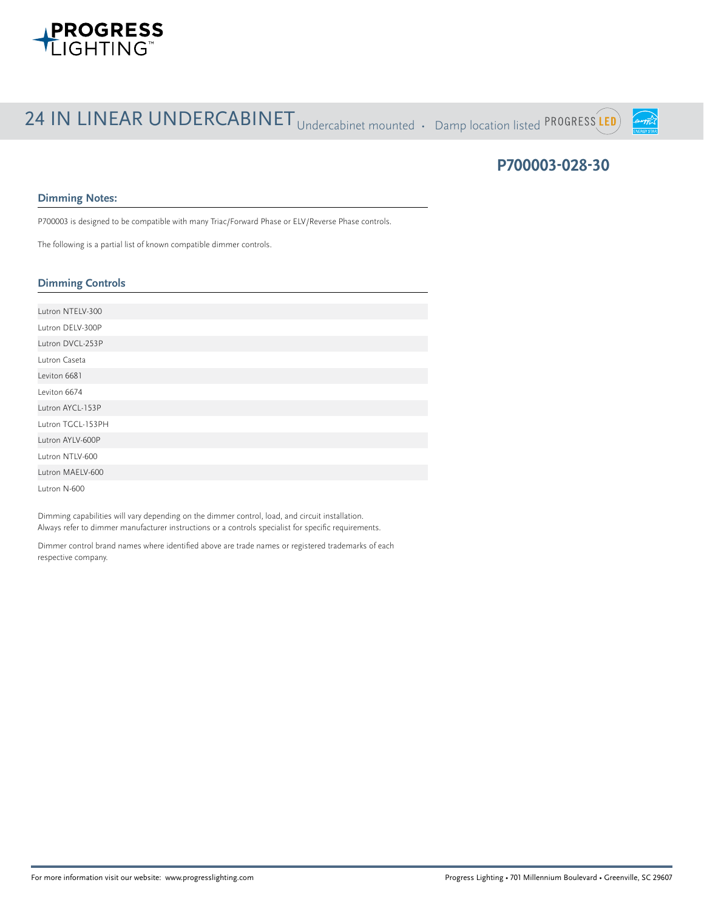# 24 IN LINEAR UNDERCABINET

Undercabinet mounted • Damp location listed

## P700003-028-30

### Dimming Notes:

P700003 is designed to be compatible with many Triac/Forward Phase or ELV/Reverse Phase controls.

The following is a partial list of known compatible dimmer controls.

### Dimming Controls

| |
|---|
| Lutron NTELV-300 |
| Lutron DELV-300P |
| Lutron DVCL-253P |
| Lutron Caseta |
| Leviton 6681 |
| Leviton 6674 |
| Lutron AYCL-153P |
| Lutron TGCL-153PH |
| Lutron AYLV-600P |
| Lutron NTLV-600 |
| Lutron MAELV-600 |
| Lutron N-600 |

Dimming capabilities will vary depending on the dimmer control, load, and circuit installation. Always refer to dimmer manufacturer instructions or a controls specialist for specific requirements.

Dimmer control brand names where identified above are trade names or registered trademarks of each respective company.